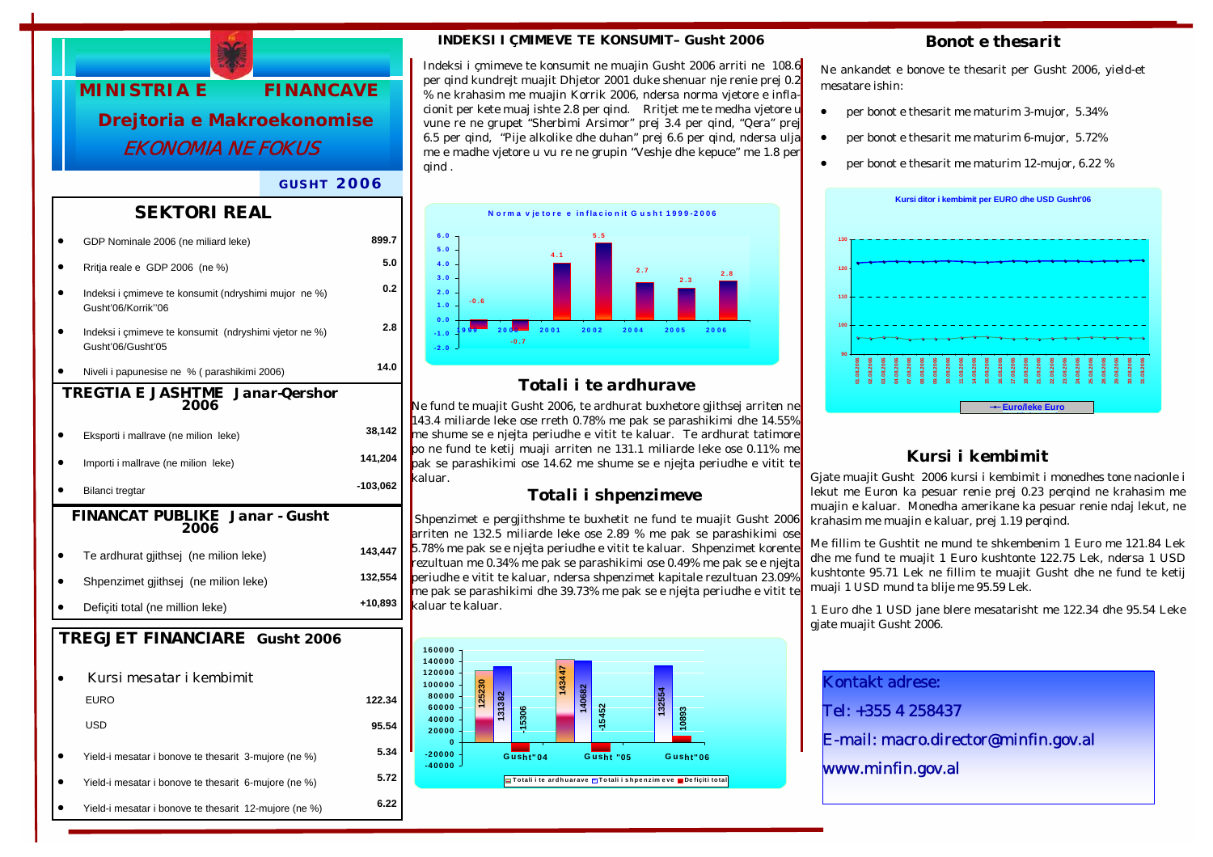# MINISTRIA E FINANCAVE

## Drejtoria e Makroekonomise

*EKONOMIA NE FOKUS*

**GUSHT 2006**

## SEKTORI REAL

| | |
|---|---|
| GDP Nominale 2006 (ne miliard leke) | 899.7 |
| Rritja reale e GDP 2006 (ne %) | 5.0 |
| Indeksi i çmimeve te konsumit (ndryshimi mujor ne %) Gusht'06/Korrik''06 | 0.2 |
| Indeksi i çmimeve te konsumit (ndryshimi vjetor ne %) Gusht'06/Gusht'05 | 2.8 |
| Niveli i papunesise ne % ( parashikimi 2006) | 14.0 |

## TREGTIA E JASHTME Janar-Qershor 2006

| | |
|---|---|
| Eksporti i mallrave (ne milion leke) | 38,142 |
| Importi i mallrave (ne milion leke) | 141,204 |
| Bilanci tregtar | -103,062 |

## FINANCAT PUBLIKE Janar - Gusht 2006

| | |
|---|---|
| Te ardhurat gjithsej (ne milion leke) | 143,447 |
| Shpenzimet gjithsej (ne milion leke) | 132,554 |
| Deficiti total (ne million leke) | +10,893 |

## TREGJET FINANCIARE Gusht 2006

| | |
|---|---|
| Kursi mesatar i kembimit | |
| EURO | 122.34 |
| USD | 95.54 |
| Yield-i mesatar i bonove te thesarit 3-mujore (ne %) | 5.34 |
| Yield-i mesatar i bonove te thesarit 6-mujore (ne %) | 5.72 |
| Yield-i mesatar i bonove te thesarit 12-mujore (ne %) | 6.22 |

## INDEKSI I ÇMIMEVE TE KONSUMIT– Gusht 2006

Indeksi i çmimeve te konsumit ne muajin Gusht 2006 arriti ne 108.6 per qind kundrejt muajit Dhjetor 2001 duke shenuar nje renie prej 0.2 % ne krahasim me muajin Korrik 2006, ndersa norma vjetore e inflacionit per kete muaj ishte 2.8 per qind. Rritjet me te medha vjetore u vune re ne grupet "Sherbimi Arsimor" prej 3.4 per qind, "Qera" prej 6.5 per qind, "Pije alkolike dhe duhan" prej 6.6 per qind, ndersa ulja me e madhe vjetore u vu re ne grupin "Veshje dhe kepuce" me 1.8 per qind .

Norma vjetore e inflacionit Gusht 1999-2006

-0.6, -0.7, 4.1, 5.5, 2.7, 2.3, 2.8

1999, 2000, 2001, 2002, 2004, 2005, 2006

## Totali i te ardhurave

Ne fund te muajit Gusht 2006, te ardhurat buxhetore gjithsej arriten ne 143.4 miliarde leke ose rreth 0.78% me pak se parashikimi dhe 14.55% me shume se e njejta periudhe e vitit te kaluar. Te ardhurat tatimore po ne fund te ketij muaji arriten ne 131.1 miliarde leke ose 0.11% me pak se parashikimi ose 14.62 me shume se e njejta periudhe e vitit te kaluar.

## Totali i shpenzimeve

Shpenzimet e pergjithshme te buxhetit ne fund te muajit Gusht 2006 arriten ne 132.5 miliarde leke ose 2.89 % me pak se parashikimi ose 5.78% me pak se e njejta periudhe e vitit te kaluar. Shpenzimet korente rezultuan me 0.34% me pak se parashikimi ose 0.49% me pak se e njejta periudhe e vitit te kaluar, ndersa shpenzimet kapitale rezultuan 23.09% me pak se parashikimi dhe 39.73% me pak se e njejta periudhe e vitit te kaluar te kaluar.

125230, 131382, -15306, 143447, 140682, -15452, 132554, 10893

Gusht"04, Gusht "05, Gusht"06

Totali i te ardhuarave, Totali i shpenzimeve, Deficiti total

## Bonot e thesarit

Ne ankandet e bonove te thesarit per Gusht 2006, yield-et mesatare ishin:

- per bonot e thesarit me maturim 3-mujor, 5.34%
- per bonot e thesarit me maturim 6-mujor, 5.72%
- per bonot e thesarit me maturim 12-mujor, 6.22 %

Kursi ditor i kembimit per EURO dhe USD Gusht'06

Euro/leke Euro

## Kursi i kembimit

Gjate muajit Gusht 2006 kursi i kembimit i monedhes tone nacionle i lekut me Euron ka pesuar renie prej 0.23 perqind ne krahasim me muajin e kaluar. Monedha amerikane ka pesuar renie ndaj lekut, ne krahasim me muajin e kaluar, prej 1.19 perqind.

Me fillim te Gushtit ne mund te shkembenim 1 Euro me 121.84 Lek dhe me fund te muajit 1 Euro kushtonte 122.75 Lek, ndersa 1 USD kushtonte 95.71 Lek ne fillim te muajit Gusht dhe ne fund te ketij muaji 1 USD mund ta blije me 95.59 Lek.

1 Euro dhe 1 USD jane blere mesatarisht me 122.34 dhe 95.54 Leke gjate muajit Gusht 2006.

Kontakt adrese:

Tel: +355 4 258437

E-mail: macro.director@minfin.gov.al

www.minfin.gov.al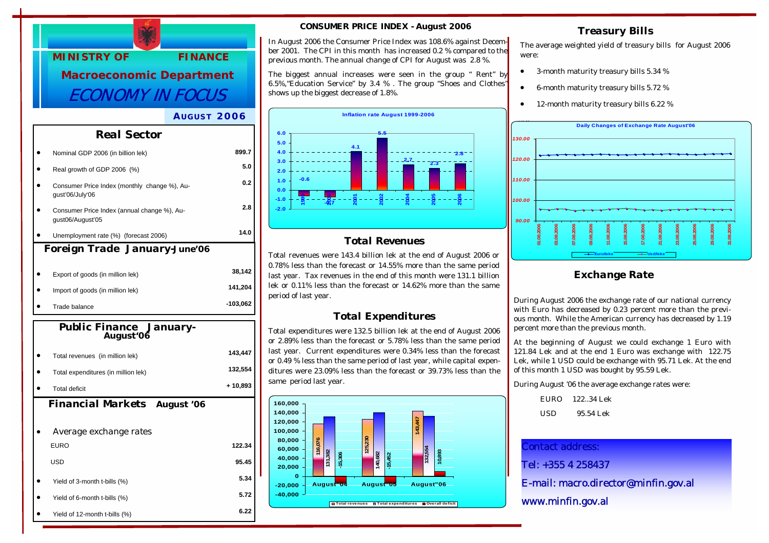# MINISTRY OF FINANCE

## Macroeconomic Department

## *ECONOMY IN FOCUS*

**AUGUST 2006**

### Real Sector

| | |
|---|---|
| Nominal GDP 2006 (in billion lek) | 899.7 |
| Real growth of GDP 2006 (%) | 5.0 |
| Consumer Price Index (monthly change %), August'06/July'06 | 0.2 |
| Consumer Price Index (annual change %), August06/August'05 | 2.8 |
| Unemployment rate (%) (forecast 2006) | 14.0 |

### Foreign Trade January-June'06

| | |
|---|---|
| Export of goods (in million lek) | 38,142 |
| Import of goods (in million lek) | 141,204 |
| Trade balance | -103,062 |

### Public Finance January-August'06

| | |
|---|---|
| Total revenues (in million lek) | 143,447 |
| Total expenditures (in million lek) | 132,554 |
| Total deficit | + 10,893 |

### Financial Markets August '06

| | |
|---|---|
| Average exchange rates | |
| EURO | 122.34 |
| USD | 95.45 |
| Yield of 3-month t-bills (%) | 5.34 |
| Yield of 6-month t-bills (%) | 5.72 |
| Yield of 12-month t-bills (%) | 6.22 |

## CONSUMER PRICE INDEX - August 2006

In August 2006 the Consumer Price Index was 108.6% against December 2001. The CPI in this month has increased 0.2 % compared to the previous month. The annual change of CPI for August was 2.8 %.

The biggest annual increases were seen in the group " Rent" by 6.5%,"Education Service" by 3.4 % . The group "Shoes and Clothes" shows up the biggest decrease of 1.8%.

Inflation rate August 1999-2006

-0.6 | -0.7 | 4.1 | 5.5 | 2.7 | 2.3 | 2.8

1999 | 2000 | 2001 | 2002 | 2004 | 2005 | 2006

## Total Revenues

Total revenues were 143.4 billion lek at the end of August 2006 or 0.78% less than the forecast or 14.55% more than the same period last year. Tax revenues in the end of this month were 131.1 billion lek or 0.11% less than the forecast or 14.62% more than the same period of last year.

## Total Expenditures

Total expenditures were 132.5 billion lek at the end of August 2006 or 2.89% less than the forecast or 5.78% less than the same period last year. Current expenditures were 0.34% less than the forecast or 0.49 % less than the same period of last year, while capital expenditures were 23.09% less than the forecast or 39.73% less than the same period last year.

August"04: 116,076 | 131,382 | -15,306

August"05: 125,230 | 140,682 | -15,452

August"06: 143,447 | 132,554 | 10,893

Total revenues | Total expenditures | Overall deficit

## Treasury Bills

The average weighted yield of treasury bills for August 2006 were:

- 3-month maturity treasury bills 5.34 %
- 6-month maturity treasury bills 5.72 %
- 12-month maturity treasury bills 6.22 %

Daily Changes of Exchange Rate August'06

Euro/leke | Usd/leke

## Exchange Rate

During August 2006 the exchange rate of our national currency with Euro has decreased by 0.23 percent more than the previous month. While the American currency has decreased by 1.19 percent more than the previous month.

At the beginning of August we could exchange 1 Euro with 121.84 Lek and at the end 1 Euro was exchange with 122.75 Lek, while 1 USD could be exchange with 95.71 Lek. At the end of this month 1 USD was bought by 95.59 Lek.

During August '06 the average exchange rates were:

| | |
|---|---|
| EURO | 122..34 Lek |
| USD | 95.54 Lek |

Contact address:

Tel: +355 4 258437

E-mail: macro.director@minfin.gov.al

www.minfin.gov.al